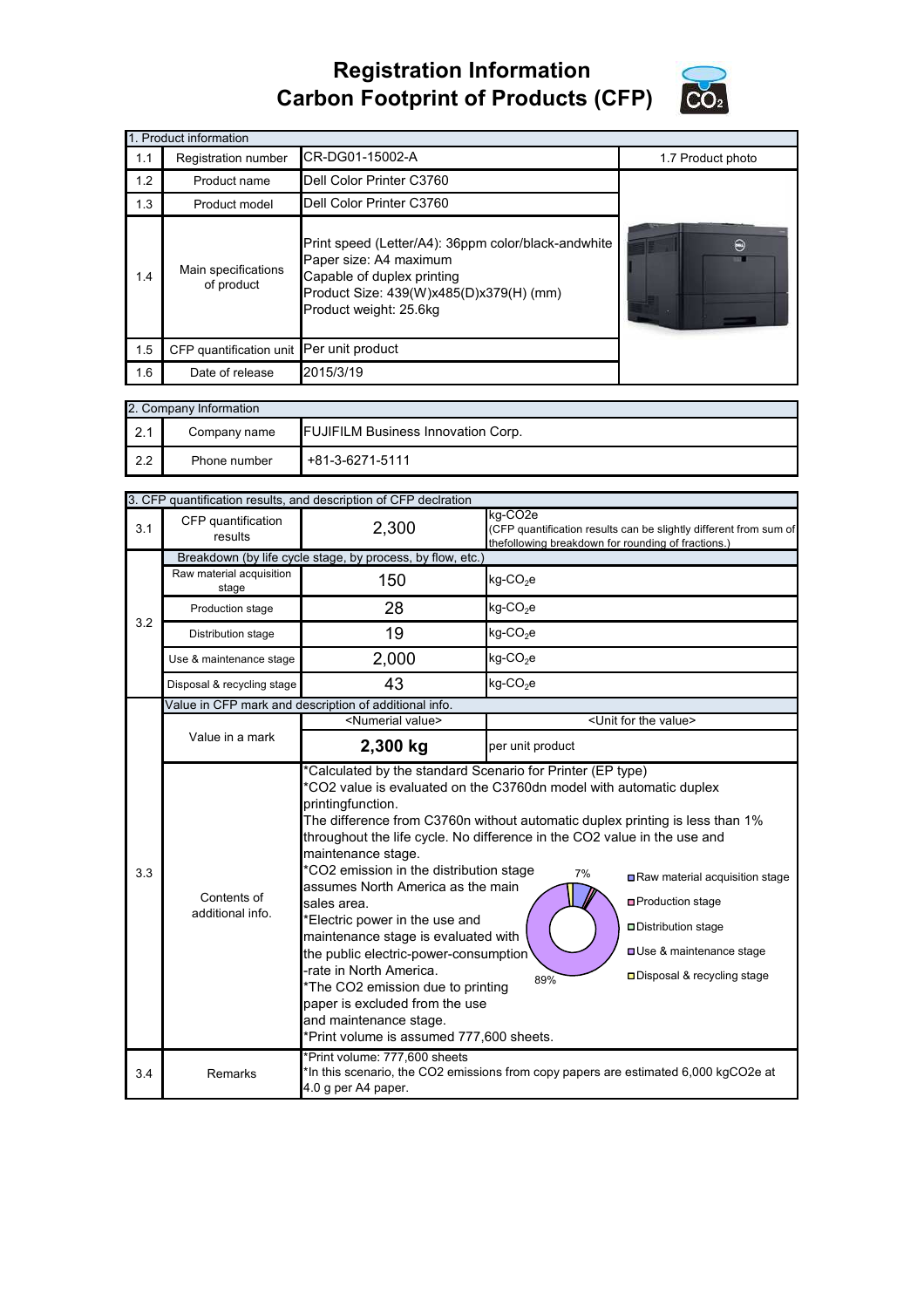# Registration Information
# Carbon Footprint of Products (CFP)

| 1. Product information | | | |
|---|---|---|---|
| 1.1 | Registration number | CR-DG01-15002-A | 1.7 Product photo |
| 1.2 | Product name | Dell Color Printer C3760 | |
| 1.3 | Product model | Dell Color Printer C3760 | |
| 1.4 | Main specifications of product | Print speed (Letter/A4): 36ppm color/black-andwhite<br>Paper size: A4 maximum<br>Capable of duplex printing<br>Product Size: 439(W)x485(D)x379(H) (mm)<br>Product weight: 25.6kg | |
| 1.5 | CFP quantification unit | Per unit product | |
| 1.6 | Date of release | 2015/3/19 | |

| 2. Company Information | | |
|---|---|---|
| 2.1 | Company name | FUJIFILM Business Innovation Corp. |
| 2.2 | Phone number | +81-3-6271-5111 |

| 3. CFP quantification results, and description of CFP declration | | | |
|---|---|---|---|
| 3.1 | CFP quantification results | 2,300 | kg-CO2e<br>(CFP quantification results can be slightly different from sum of thefollowing breakdown for rounding of fractions.) |
| 3.2 | Breakdown (by life cycle stage, by process, by flow, etc.) | | |
| | Raw material acquisition stage | 150 | kg-$CO_2$e |
| | Production stage | 28 | kg-$CO_2$e |
| | Distribution stage | 19 | kg-$CO_2$e |
| | Use & maintenance stage | 2,000 | kg-$CO_2$e |
| | Disposal & recycling stage | 43 | kg-$CO_2$e |
| 3.3 | Value in CFP mark and description of additional info. | | |
| | Value in a mark | <Numerial value><br>**2,300 kg** | <Unit for the value><br>per unit product |
| | Contents of additional info. | *Calculated by the standard Scenario for Printer (EP type)<br>*CO2 value is evaluated on the C3760dn model with automatic duplex printingfunction.<br>The difference from C3760n without automatic duplex printing is less than 1% throughout the life cycle. No difference in the CO2 value in the use and maintenance stage.<br>*CO2 emission in the distribution stage assumes North America as the main sales area.<br>*Electric power in the use and maintenance stage is evaluated with the public electric-power-consumption -rate in North America.<br>*The CO2 emission due to printing paper is excluded from the use and maintenance stage.<br>*Print volume is assumed 777,600 sheets.<br>[Chart: Raw material acquisition stage 7%; Production stage; Distribution stage; Use & maintenance stage 89%; Disposal & recycling stage] | |
| 3.4 | Remarks | *Print volume: 777,600 sheets<br>*In this scenario, the CO2 emissions from copy papers are estimated 6,000 kgCO2e at 4.0 g per A4 paper. | |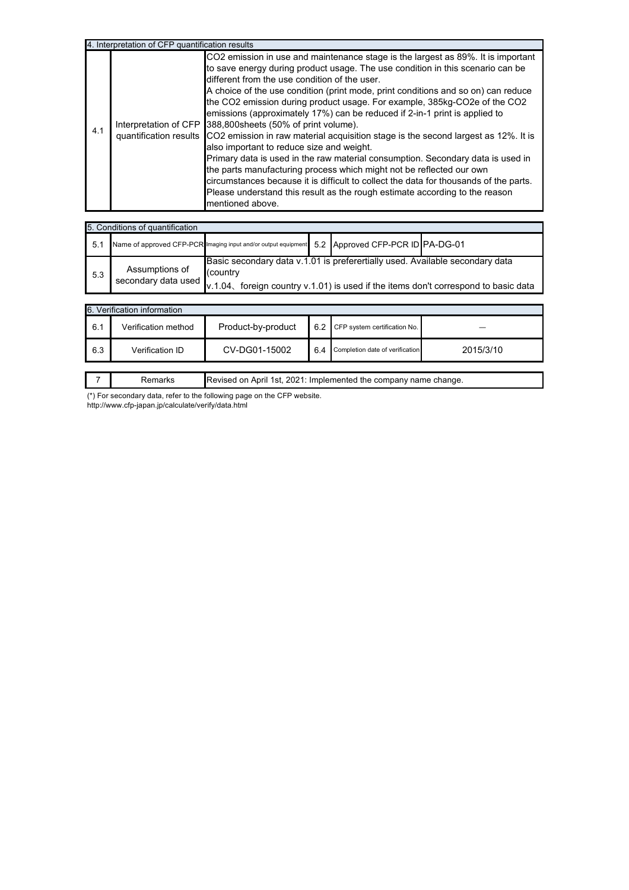| 4. Interpretation of CFP quantification results | | |
|---|---|---|
| 4.1 | Interpretation of CFP quantification results | $CO_2$ emission in use and maintenance stage is the largest as 89%. It is important to save energy during product usage. The use condition in this scenario can be different from the use condition of the user.<br>A choice of the use condition (print mode, print conditions and so on) can reduce the $CO_2$ emission during product usage. For example, 385kg-$CO_2$e of the $CO_2$ emissions (approximately 17%) can be reduced if 2-in-1 print is applied to 388,800sheets (50% of print volume).<br>$CO_2$ emission in raw material acquisition stage is the second largest as 12%. It is also important to reduce size and weight.<br>Primary data is used in the raw material consumption. Secondary data is used in the parts manufacturing process which might not be reflected our own circumstances because it is difficult to collect the data for thousands of the parts. Please understand this result as the rough estimate according to the reason mentioned above. |

| 5. Conditions of quantification | | | | | |
|---|---|---|---|---|---|
| 5.1 | Name of approved CFP-PCR | Imaging input and/or output equipment | 5.2 | Approved CFP-PCR ID | PA-DG-01 |
| 5.3 | Assumptions of secondary data used | Basic secondary data v.1.01 is preferertially used. Available secondary data (country v.1.04、foreign country v.1.01) is used if the items don't correspond to basic data | | | |

| 6. Verification information | | | | | |
|---|---|---|---|---|---|
| 6.1 | Verification method | Product-by-product | 6.2 | CFP system certification No. | ― |
| 6.3 | Verification ID | CV-DG01-15002 | 6.4 | Completion date of verification | 2015/3/10 |

| | | |
|---|---|---|
| 7 | Remarks | Revised on April 1st, 2021: Implemented the company name change. |

(*) For secondary data, refer to the following page on the CFP website.
http://www.cfp-japan.jp/calculate/verify/data.html